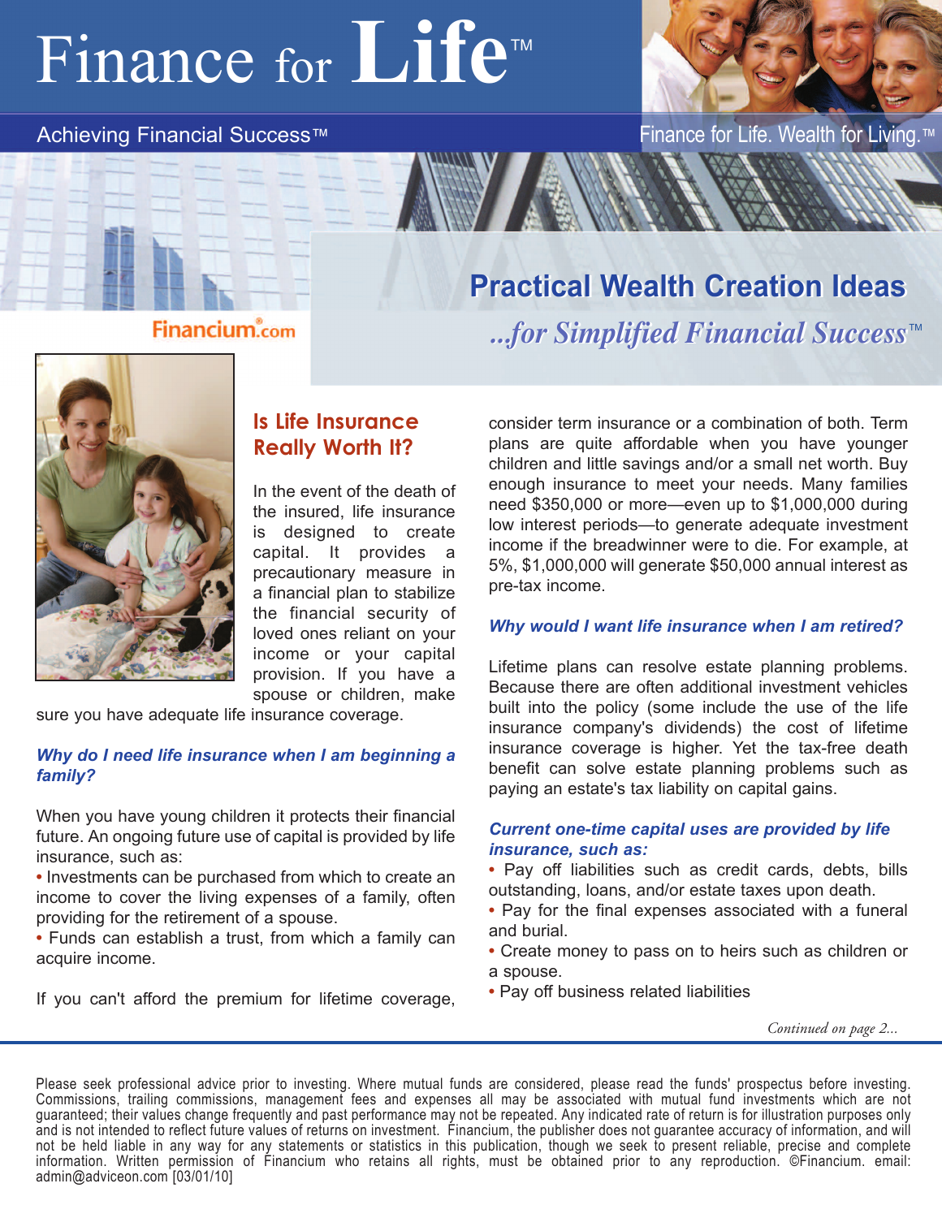# Finance for Life™

Achieving Financial Success™

Finance for Life. Wealth for Living.™

Financium.com

## Practical Wealth Creation Ideas

*...for Simplified Financial Success™*

### Is Life Insurance Really Worth It?

In the event of the death of the insured, life insurance is designed to create capital. It provides a precautionary measure in a financial plan to stabilize the financial security of loved ones reliant on your income or your capital provision. If you have a spouse or children, make sure you have adequate life insurance coverage.

***Why do I need life insurance when I am beginning a family?***

When you have young children it protects their financial future. An ongoing future use of capital is provided by life insurance, such as:

- Investments can be purchased from which to create an income to cover the living expenses of a family, often providing for the retirement of a spouse.
- Funds can establish a trust, from which a family can acquire income.

If you can't afford the premium for lifetime coverage, consider term insurance or a combination of both. Term plans are quite affordable when you have younger children and little savings and/or a small net worth. Buy enough insurance to meet your needs. Many families need $350,000 or more—even up to $1,000,000 during low interest periods—to generate adequate investment income if the breadwinner were to die. For example, at 5%, $1,000,000 will generate $50,000 annual interest as pre-tax income.

***Why would I want life insurance when I am retired?***

Lifetime plans can resolve estate planning problems. Because there are often additional investment vehicles built into the policy (some include the use of the life insurance company's dividends) the cost of lifetime insurance coverage is higher. Yet the tax-free death benefit can solve estate planning problems such as paying an estate's tax liability on capital gains.

***Current one-time capital uses are provided by life insurance, such as:***

- Pay off liabilities such as credit cards, debts, bills outstanding, loans, and/or estate taxes upon death.
- Pay for the final expenses associated with a funeral and burial.
- Create money to pass on to heirs such as children or a spouse.
- Pay off business related liabilities

*Continued on page 2...*

Please seek professional advice prior to investing. Where mutual funds are considered, please read the funds' prospectus before investing. Commissions, trailing commissions, management fees and expenses all may be associated with mutual fund investments which are not guaranteed; their values change frequently and past performance may not be repeated. Any indicated rate of return is for illustration purposes only and is not intended to reflect future values of returns on investment. Financium, the publisher does not guarantee accuracy of information, and will not be held liable in any way for any statements or statistics in this publication, though we seek to present reliable, precise and complete information. Written permission of Financium who retains all rights, must be obtained prior to any reproduction. ©Financium. email: admin@adviceon.com [03/01/10]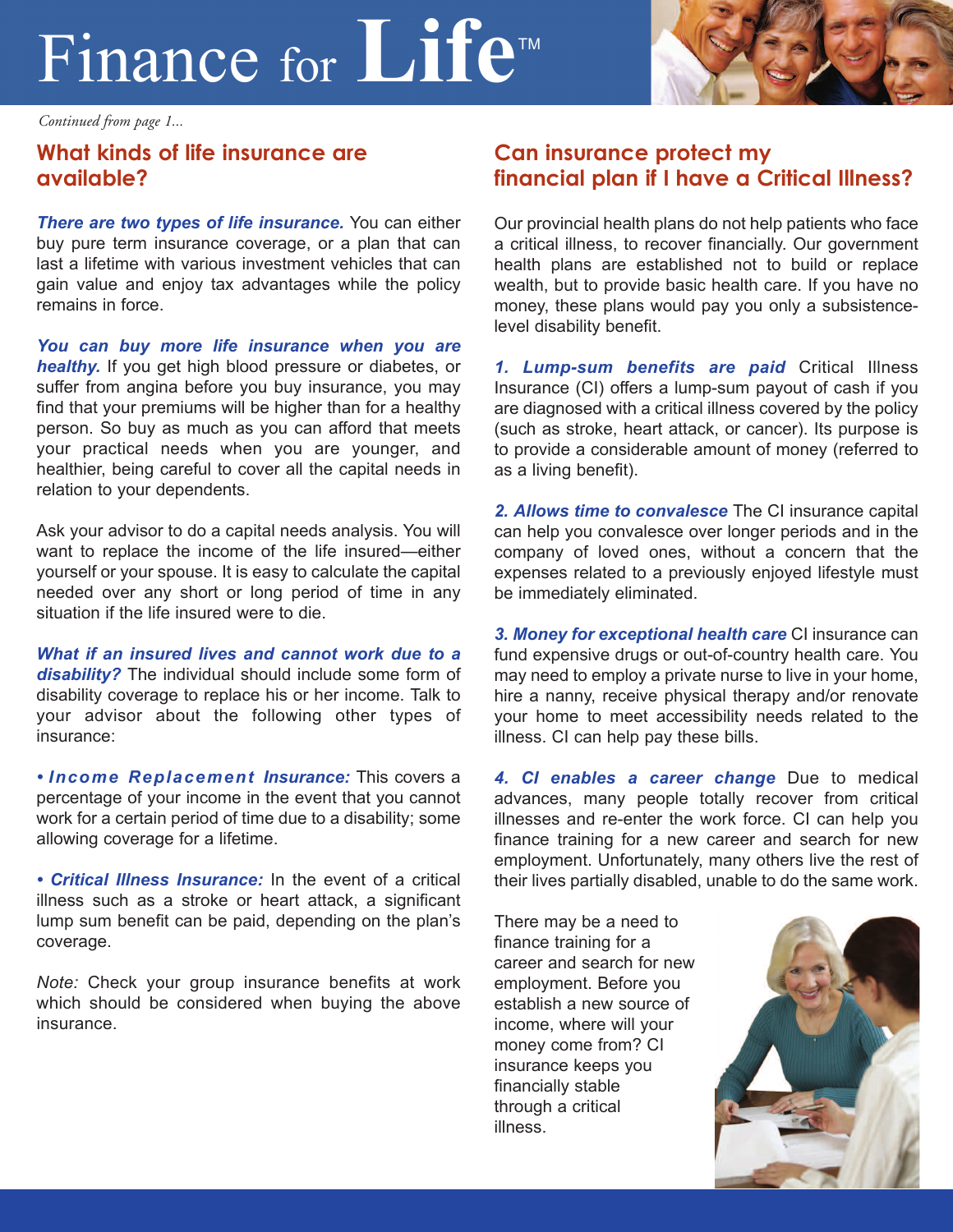# Finance for Life™

*Continued from page 1...*

## What kinds of life insurance are available?

***There are two types of life insurance.*** You can either buy pure term insurance coverage, or a plan that can last a lifetime with various investment vehicles that can gain value and enjoy tax advantages while the policy remains in force.

***You can buy more life insurance when you are healthy.*** If you get high blood pressure or diabetes, or suffer from angina before you buy insurance, you may find that your premiums will be higher than for a healthy person. So buy as much as you can afford that meets your practical needs when you are younger, and healthier, being careful to cover all the capital needs in relation to your dependents.

Ask your advisor to do a capital needs analysis. You will want to replace the income of the life insured—either yourself or your spouse. It is easy to calculate the capital needed over any short or long period of time in any situation if the life insured were to die.

***What if an insured lives and cannot work due to a disability?*** The individual should include some form of disability coverage to replace his or her income. Talk to your advisor about the following other types of insurance:

- ***Income Replacement Insurance:*** This covers a percentage of your income in the event that you cannot work for a certain period of time due to a disability; some allowing coverage for a lifetime.
- ***Critical Illness Insurance:*** In the event of a critical illness such as a stroke or heart attack, a significant lump sum benefit can be paid, depending on the plan's coverage.

*Note:* Check your group insurance benefits at work which should be considered when buying the above insurance.

## Can insurance protect my financial plan if I have a Critical Illness?

Our provincial health plans do not help patients who face a critical illness, to recover financially. Our government health plans are established not to build or replace wealth, but to provide basic health care. If you have no money, these plans would pay you only a subsistence-level disability benefit.

***1. Lump-sum benefits are paid*** Critical Illness Insurance (CI) offers a lump-sum payout of cash if you are diagnosed with a critical illness covered by the policy (such as stroke, heart attack, or cancer). Its purpose is to provide a considerable amount of money (referred to as a living benefit).

***2. Allows time to convalesce*** The CI insurance capital can help you convalesce over longer periods and in the company of loved ones, without a concern that the expenses related to a previously enjoyed lifestyle must be immediately eliminated.

***3. Money for exceptional health care*** CI insurance can fund expensive drugs or out-of-country health care. You may need to employ a private nurse to live in your home, hire a nanny, receive physical therapy and/or renovate your home to meet accessibility needs related to the illness. CI can help pay these bills.

***4. CI enables a career change*** Due to medical advances, many people totally recover from critical illnesses and re-enter the work force. CI can help you finance training for a new career and search for new employment. Unfortunately, many others live the rest of their lives partially disabled, unable to do the same work.

There may be a need to finance training for a career and search for new employment. Before you establish a new source of income, where will your money come from? CI insurance keeps you financially stable through a critical illness.